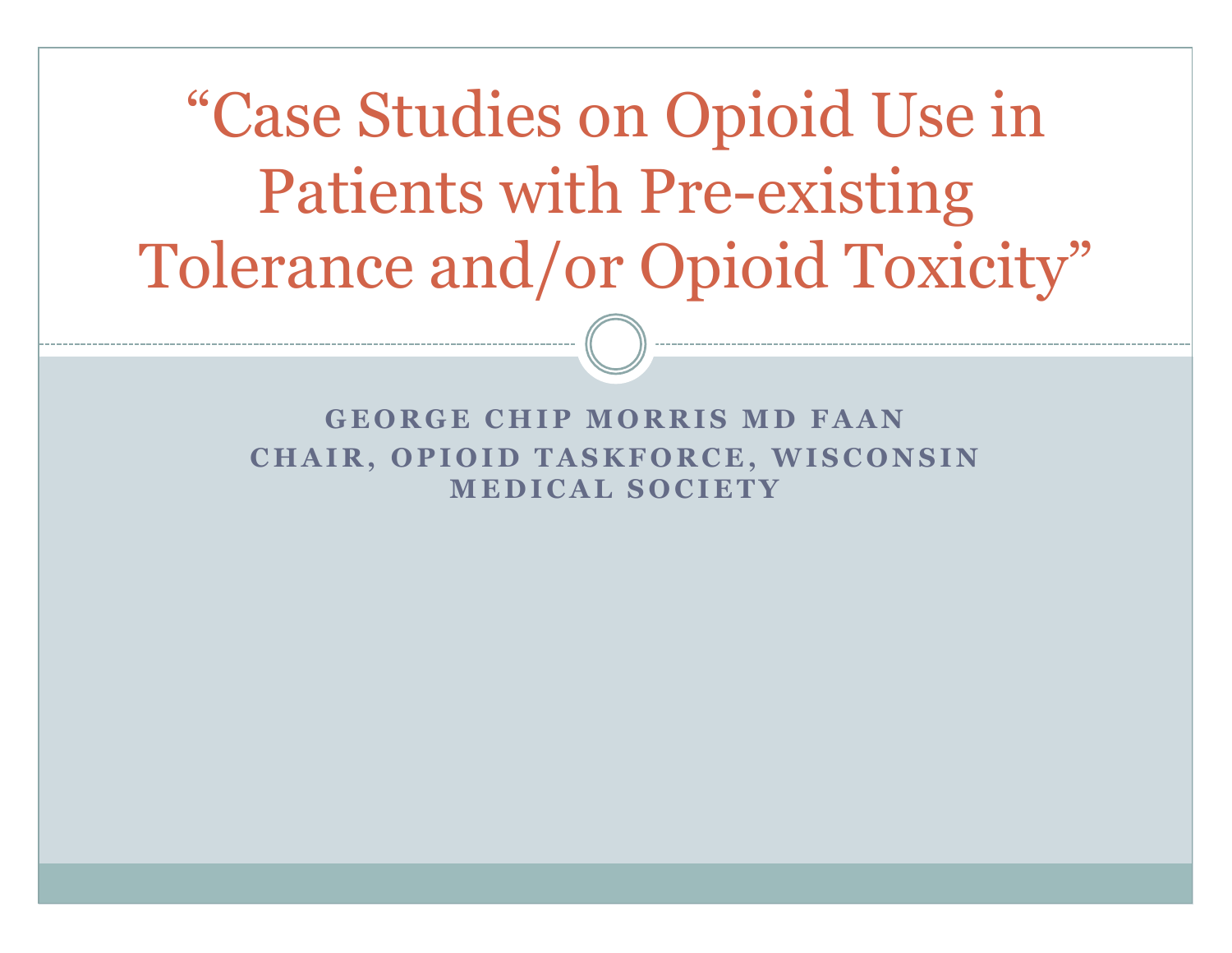# "Case Studies on Opioid Use in Patients with Pre-existing Tolerance and/or Opioid Toxicity"

**GEORGE CHIP MORRIS MD FAAN**
**CHAIR, OPIOID TASKFORCE, WISCONSIN MEDICAL SOCIETY**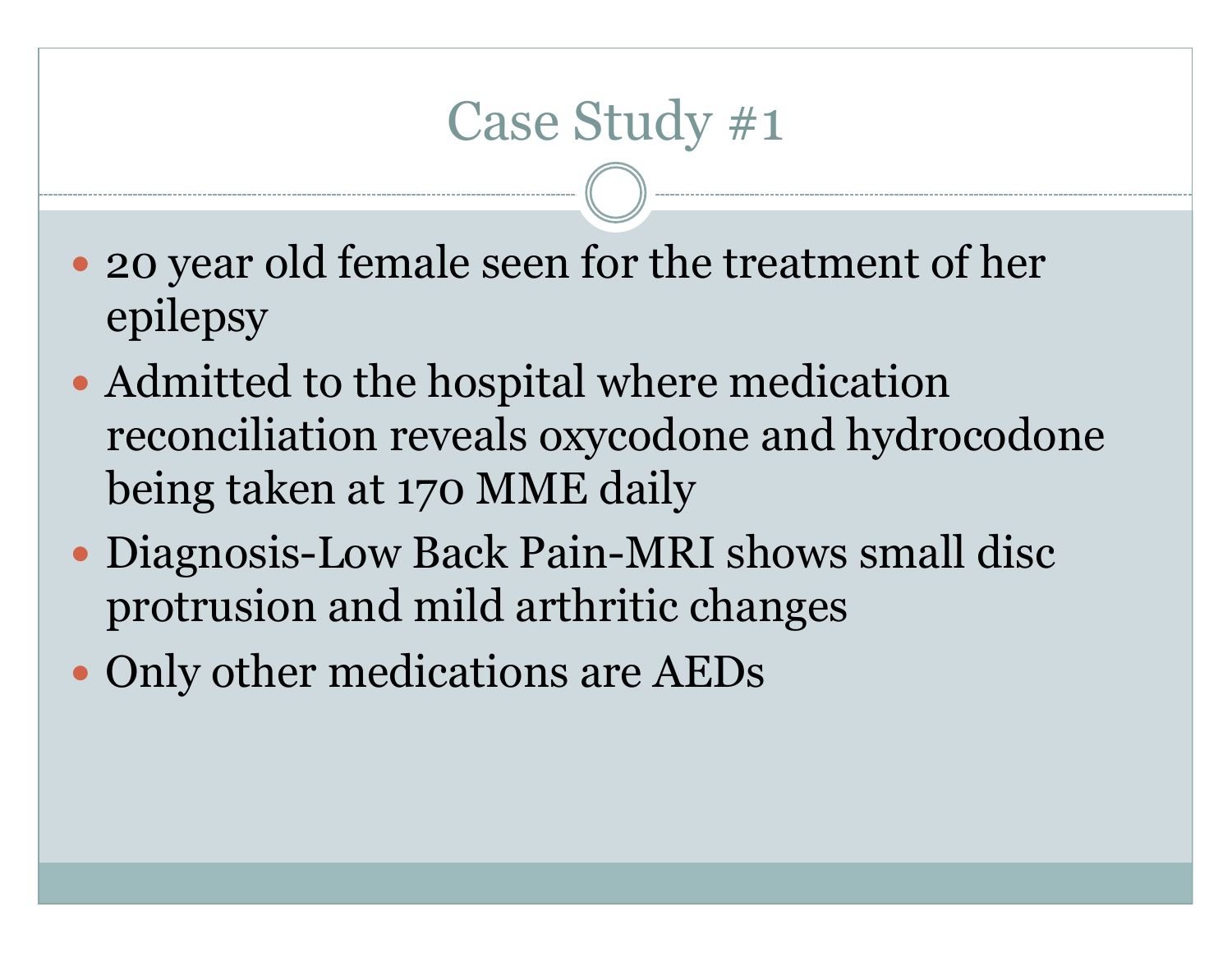# Case Study #1

- 20 year old female seen for the treatment of her epilepsy
- Admitted to the hospital where medication reconciliation reveals oxycodone and hydrocodone being taken at 170 MME daily
- Diagnosis-Low Back Pain-MRI shows small disc protrusion and mild arthritic changes
- Only other medications are AEDs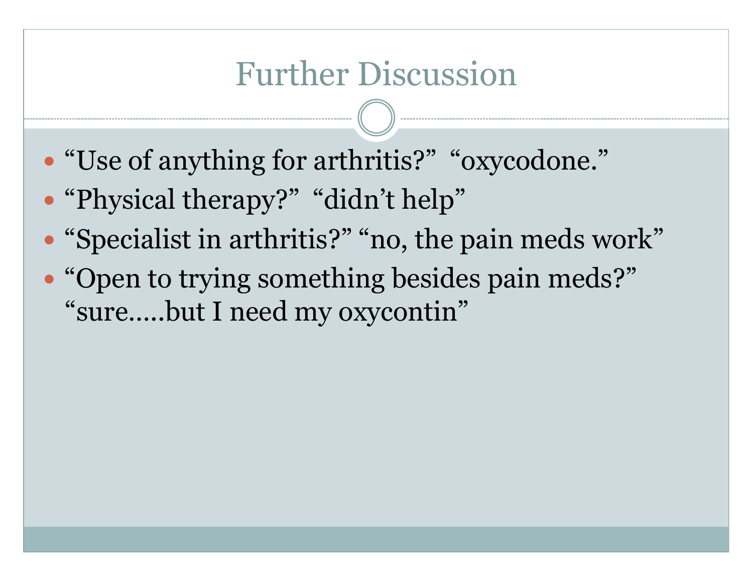# Further Discussion

- “Use of anything for arthritis?” “oxycodone.”
- “Physical therapy?” “didn’t help”
- “Specialist in arthritis?” “no, the pain meds work”
- “Open to trying something besides pain meds?” “sure.....but I need my oxycontin”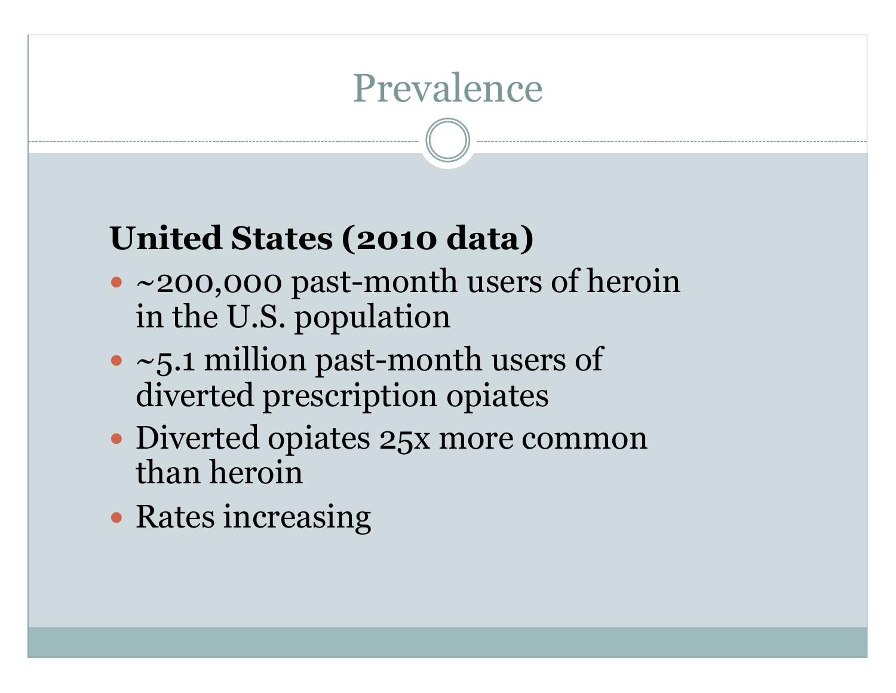# Prevalence

**United States (2010 data)**

- ~200,000 past-month users of heroin in the U.S. population
- ~5.1 million past-month users of diverted prescription opiates
- Diverted opiates 25x more common than heroin
- Rates increasing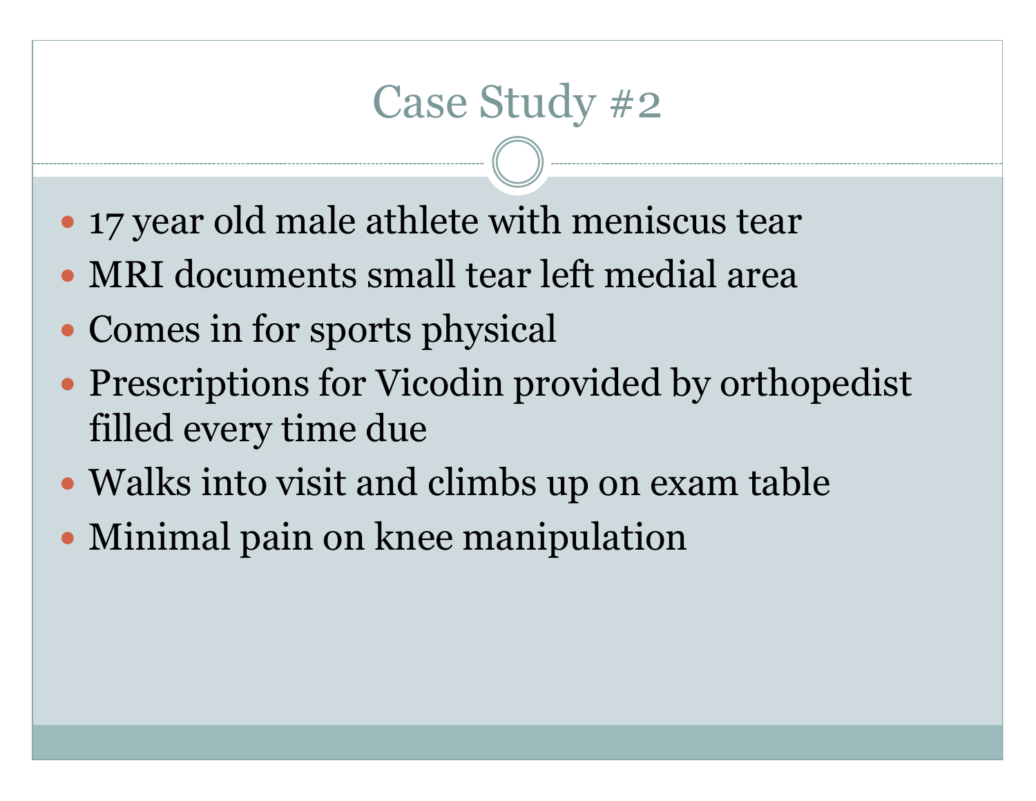# Case Study #2

- 17 year old male athlete with meniscus tear
- MRI documents small tear left medial area
- Comes in for sports physical
- Prescriptions for Vicodin provided by orthopedist filled every time due
- Walks into visit and climbs up on exam table
- Minimal pain on knee manipulation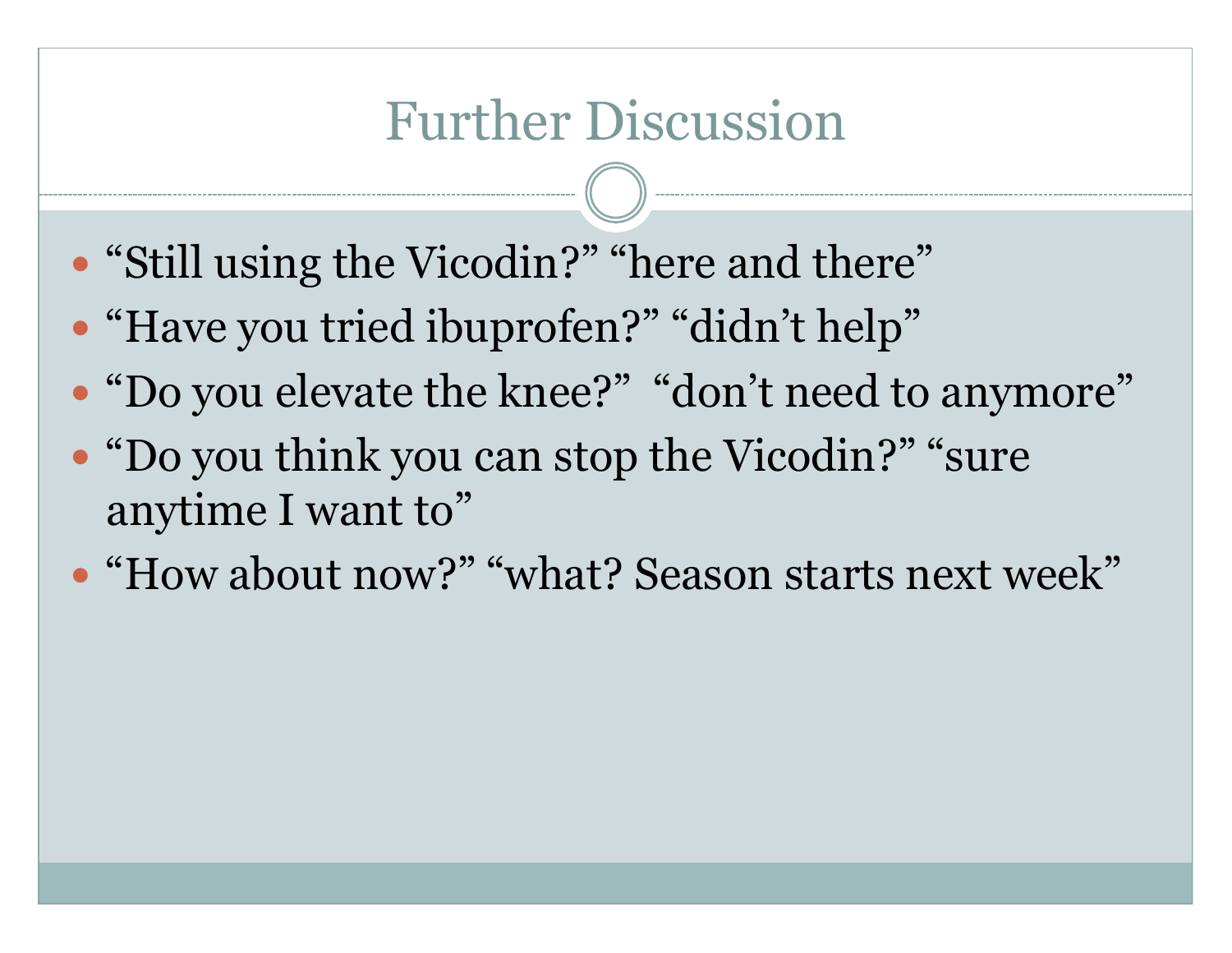# Further Discussion

- “Still using the Vicodin?” “here and there”
- “Have you tried ibuprofen?” “didn’t help”
- “Do you elevate the knee?” “don’t need to anymore”
- “Do you think you can stop the Vicodin?” “sure anytime I want to”
- “How about now?” “what? Season starts next week”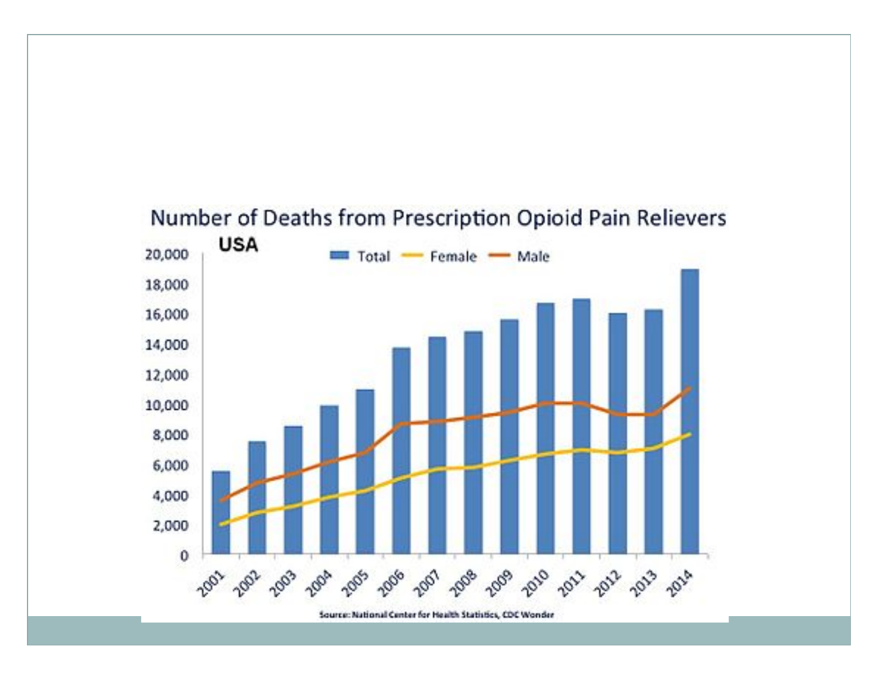## Number of Deaths from Prescription Opioid Pain Relievers

**USA**

Total — Female — Male

Source: National Center for Health Statistics, CDC Wonder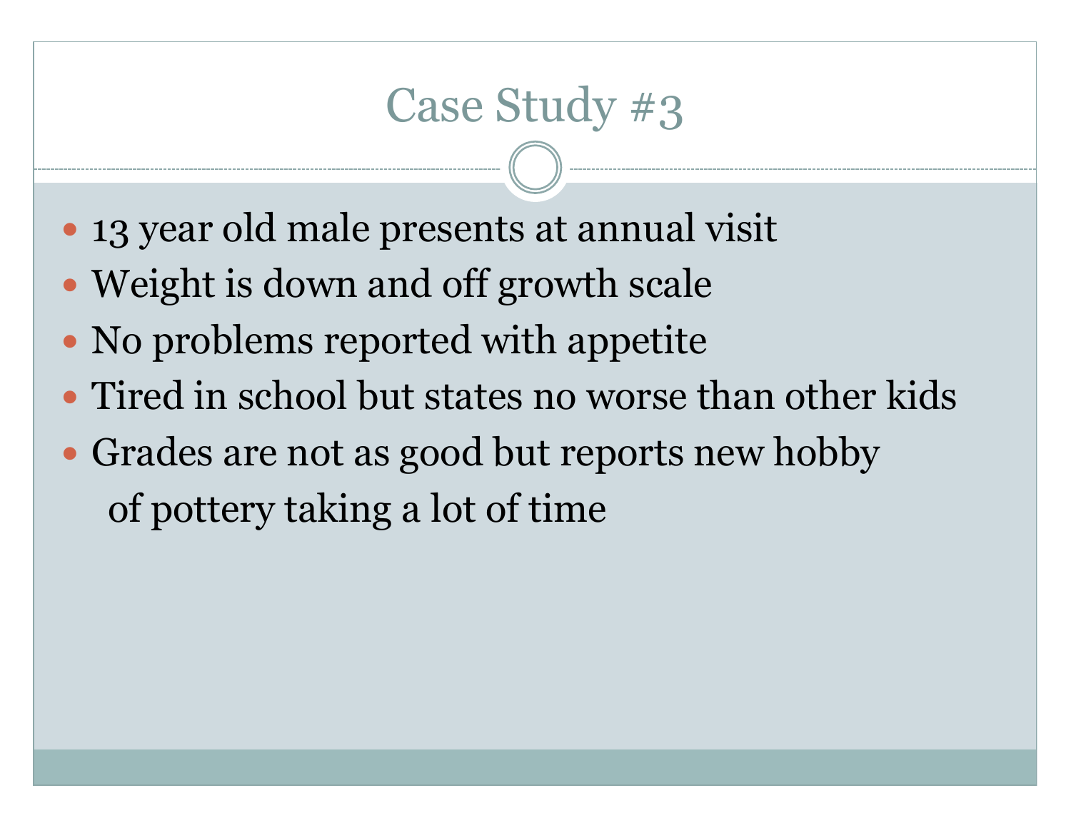# Case Study #3

- 13 year old male presents at annual visit
- Weight is down and off growth scale
- No problems reported with appetite
- Tired in school but states no worse than other kids
- Grades are not as good but reports new hobby of pottery taking a lot of time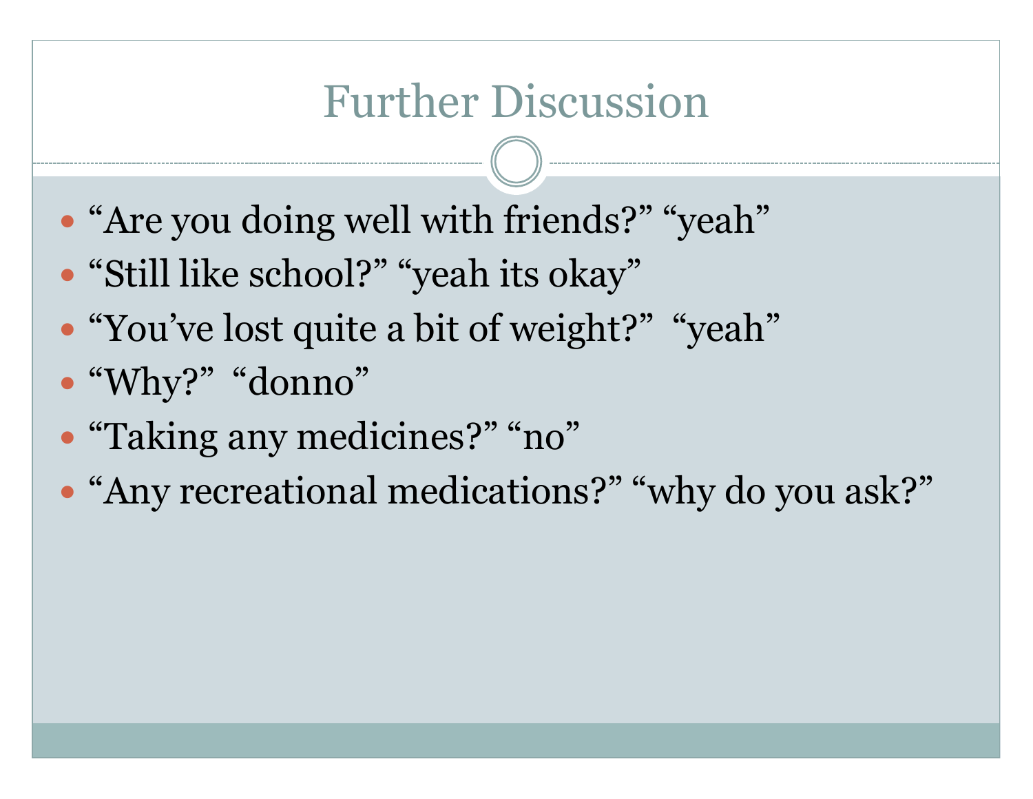# Further Discussion

- “Are you doing well with friends?” “yeah”
- “Still like school?” “yeah its okay”
- “You’ve lost quite a bit of weight?” “yeah”
- “Why?” “donno”
- “Taking any medicines?” “no”
- “Any recreational medications?” “why do you ask?”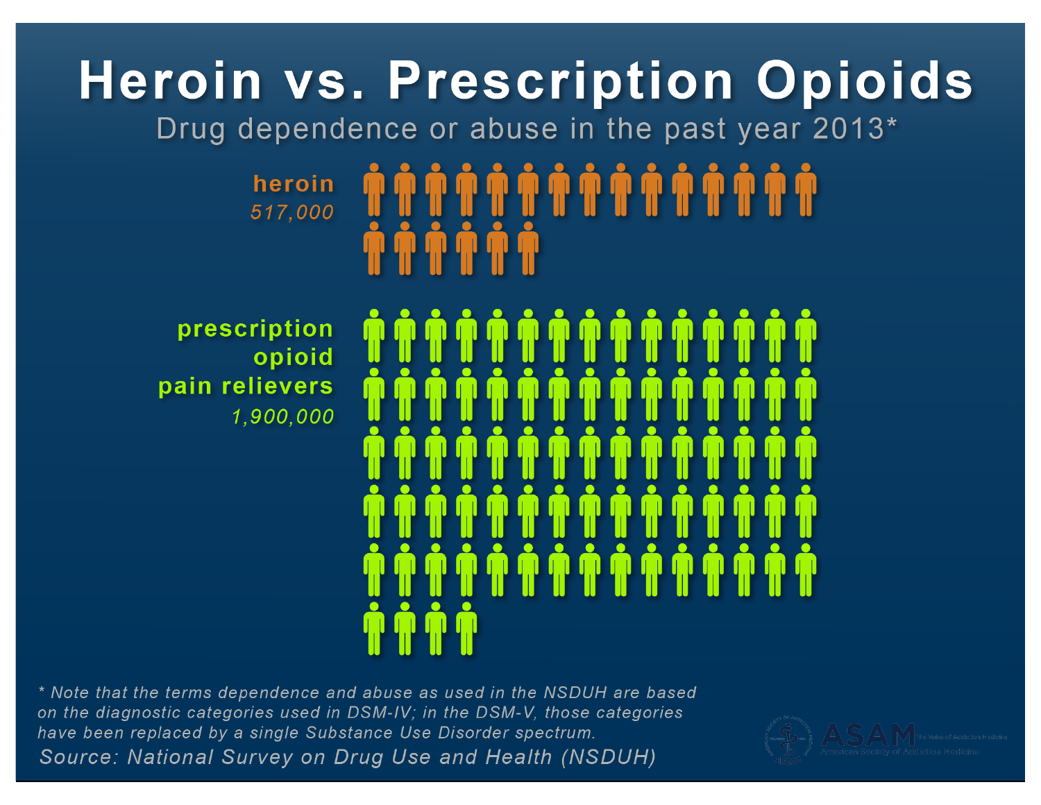# Heroin vs. Prescription Opioids

Drug dependence or abuse in the past year 2013*

**heroin**
*517,000*

**prescription opioid pain relievers**
*1,900,000*

*\* Note that the terms dependence and abuse as used in the NSDUH are based on the diagnostic categories used in DSM-IV; in the DSM-V, those categories have been replaced by a single Substance Use Disorder spectrum.*

*Source: National Survey on Drug Use and Health (NSDUH)*

ASAM The Voice of Addiction Medicine
American Society of Addiction Medicine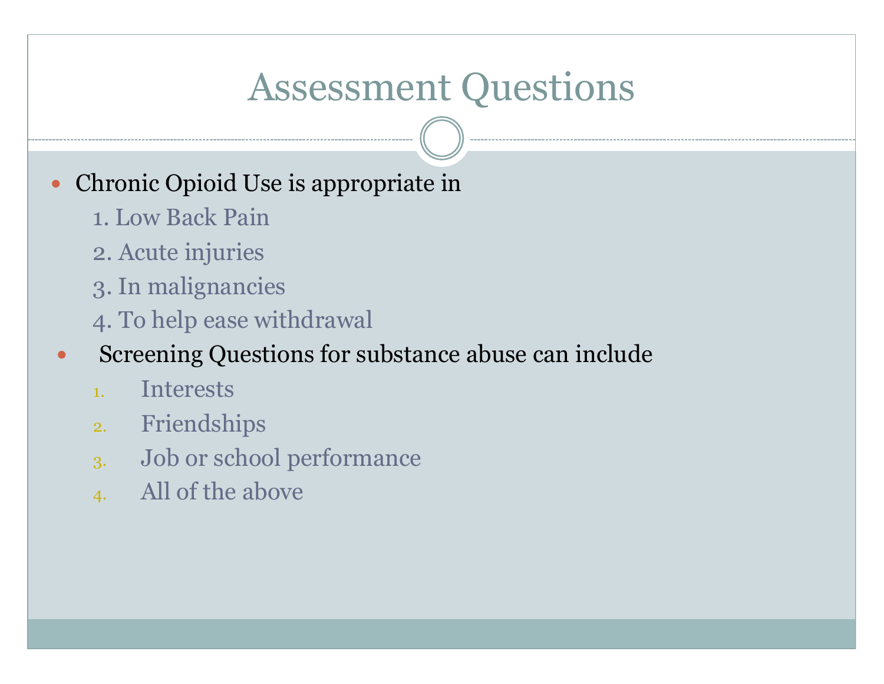# Assessment Questions

- Chronic Opioid Use is appropriate in
  1. Low Back Pain
  2. Acute injuries
  3. In malignancies
  4. To help ease withdrawal
- Screening Questions for substance abuse can include
  1. Interests
  2. Friendships
  3. Job or school performance
  4. All of the above